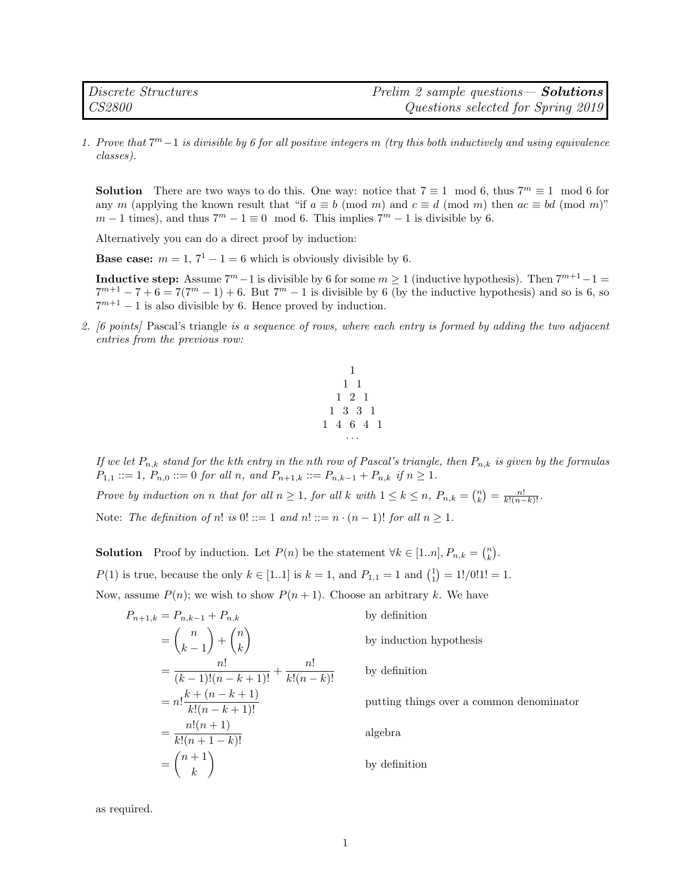| *Discrete Structures* | *Prelim 2 sample questions— **Solutions*** |
| --- | --- |
| *CS2800* | *Questions selected for Spring 2019* |

1. *Prove that $7^m - 1$ is divisible by 6 for all positive integers $m$ (try this both inductively and using equivalence classes).*

   **Solution** There are two ways to do this. One way: notice that $7 \equiv 1 \mod 6$, thus $7^m \equiv 1 \mod 6$ for any $m$ (applying the known result that "if $a \equiv b \pmod{m}$ and $c \equiv d \pmod{m}$ then $ac \equiv bd \pmod{m}$" $m - 1$ times), and thus $7^m - 1 \equiv 0 \mod 6$. This implies $7^m - 1$ is divisible by 6.

   Alternatively you can do a direct proof by induction:

   **Base case:** $m = 1$, $7^1 - 1 = 6$ which is obviously divisible by 6.

   **Inductive step:** Assume $7^m - 1$ is divisible by 6 for some $m \geq 1$ (inductive hypothesis). Then $7^{m+1} - 1 = 7^{m+1} - 7 + 6 = 7(7^m - 1) + 6$. But $7^m - 1$ is divisible by 6 (by the inductive hypothesis) and so is 6, so $7^{m+1} - 1$ is also divisible by 6. Hence proved by induction.

2. *[6 points]* Pascal's triangle *is a sequence of rows, where each entry is formed by adding the two adjacent entries from the previous row:*

$$
\begin{array}{c}
1 \\
1 \quad 1 \\
1 \quad 2 \quad 1 \\
1 \quad 3 \quad 3 \quad 1 \\
1 \quad 4 \quad 6 \quad 4 \quad 1 \\
\cdots
\end{array}
$$

   *If we let $P_{n,k}$ stand for the kth entry in the nth row of Pascal's triangle, then $P_{n,k}$ is given by the formulas $P_{1,1} ::= 1$, $P_{n,0} ::= 0$ for all $n$, and $P_{n+1,k} ::= P_{n,k-1} + P_{n,k}$ if $n \geq 1$.*

   *Prove by induction on $n$ that for all $n \geq 1$, for all $k$ with $1 \leq k \leq n$, $P_{n,k} = \binom{n}{k} = \frac{n!}{k!(n-k)!}$.*

   Note: *The definition of $n!$ is $0! ::= 1$ and $n! ::= n \cdot (n-1)!$ for all $n \geq 1$.*

   **Solution** Proof by induction. Let $P(n)$ be the statement $\forall k \in [1..n], P_{n,k} = \binom{n}{k}$.

   $P(1)$ is true, because the only $k \in [1..1]$ is $k = 1$, and $P_{1,1} = 1$ and $\binom{1}{1} = 1!/0!1! = 1$.

   Now, assume $P(n)$; we wish to show $P(n+1)$. Choose an arbitrary $k$. We have

$$
\begin{aligned}
P_{n+1,k} &= P_{n,k-1} + P_{n,k} && \text{by definition} \\
&= \binom{n}{k-1} + \binom{n}{k} && \text{by induction hypothesis} \\
&= \frac{n!}{(k-1)!(n-k+1)!} + \frac{n!}{k!(n-k)!} && \text{by definition} \\
&= n!\frac{k + (n-k+1)}{k!(n-k+1)!} && \text{putting things over a common denominator} \\
&= \frac{n!(n+1)}{k!(n+1-k)!} && \text{algebra} \\
&= \binom{n+1}{k} && \text{by definition}
\end{aligned}
$$

   as required.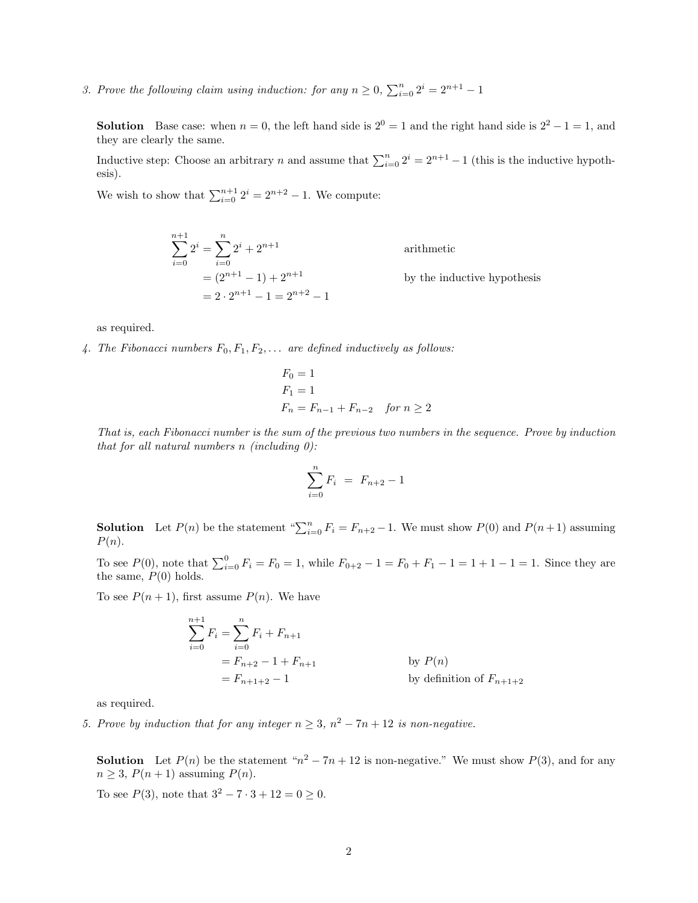3. *Prove the following claim using induction: for any $n \geq 0$, $\sum_{i=0}^{n} 2^i = 2^{n+1} - 1$*

**Solution** Base case: when $n = 0$, the left hand side is $2^0 = 1$ and the right hand side is $2^2 - 1 = 1$, and they are clearly the same.

Inductive step: Choose an arbitrary $n$ and assume that $\sum_{i=0}^{n} 2^i = 2^{n+1} - 1$ (this is the inductive hypothesis).

We wish to show that $\sum_{i=0}^{n+1} 2^i = 2^{n+2} - 1$. We compute:

$$
\begin{aligned}
\sum_{i=0}^{n+1} 2^i &= \sum_{i=0}^{n} 2^i + 2^{n+1} && \text{arithmetic} \\
&= (2^{n+1} - 1) + 2^{n+1} && \text{by the inductive hypothesis} \\
&= 2 \cdot 2^{n+1} - 1 = 2^{n+2} - 1
\end{aligned}
$$

as required.

4. *The Fibonacci numbers $F_0, F_1, F_2, \ldots$ are defined inductively as follows:*

$$
\begin{aligned}
F_0 &= 1 \\
F_1 &= 1 \\
F_n &= F_{n-1} + F_{n-2} \quad \textit{for } n \geq 2
\end{aligned}
$$

*That is, each Fibonacci number is the sum of the previous two numbers in the sequence. Prove by induction that for all natural numbers n (including 0):*

$$
\sum_{i=0}^{n} F_i \; = \; F_{n+2} - 1
$$

**Solution** Let $P(n)$ be the statement "$\sum_{i=0}^{n} F_i = F_{n+2} - 1$. We must show $P(0)$ and $P(n+1)$ assuming $P(n)$.

To see $P(0)$, note that $\sum_{i=0}^{0} F_i = F_0 = 1$, while $F_{0+2} - 1 = F_0 + F_1 - 1 = 1 + 1 - 1 = 1$. Since they are the same, $P(0)$ holds.

To see $P(n+1)$, first assume $P(n)$. We have

$$
\begin{aligned}
\sum_{i=0}^{n+1} F_i &= \sum_{i=0}^{n} F_i + F_{n+1} \\
&= F_{n+2} - 1 + F_{n+1} && \text{by } P(n) \\
&= F_{n+1+2} - 1 && \text{by definition of } F_{n+1+2}
\end{aligned}
$$

as required.

5. *Prove by induction that for any integer $n \geq 3$, $n^2 - 7n + 12$ is non-negative.*

**Solution** Let $P(n)$ be the statement "$n^2 - 7n + 12$ is non-negative." We must show $P(3)$, and for any $n \geq 3$, $P(n+1)$ assuming $P(n)$.

To see $P(3)$, note that $3^2 - 7 \cdot 3 + 12 = 0 \geq 0$.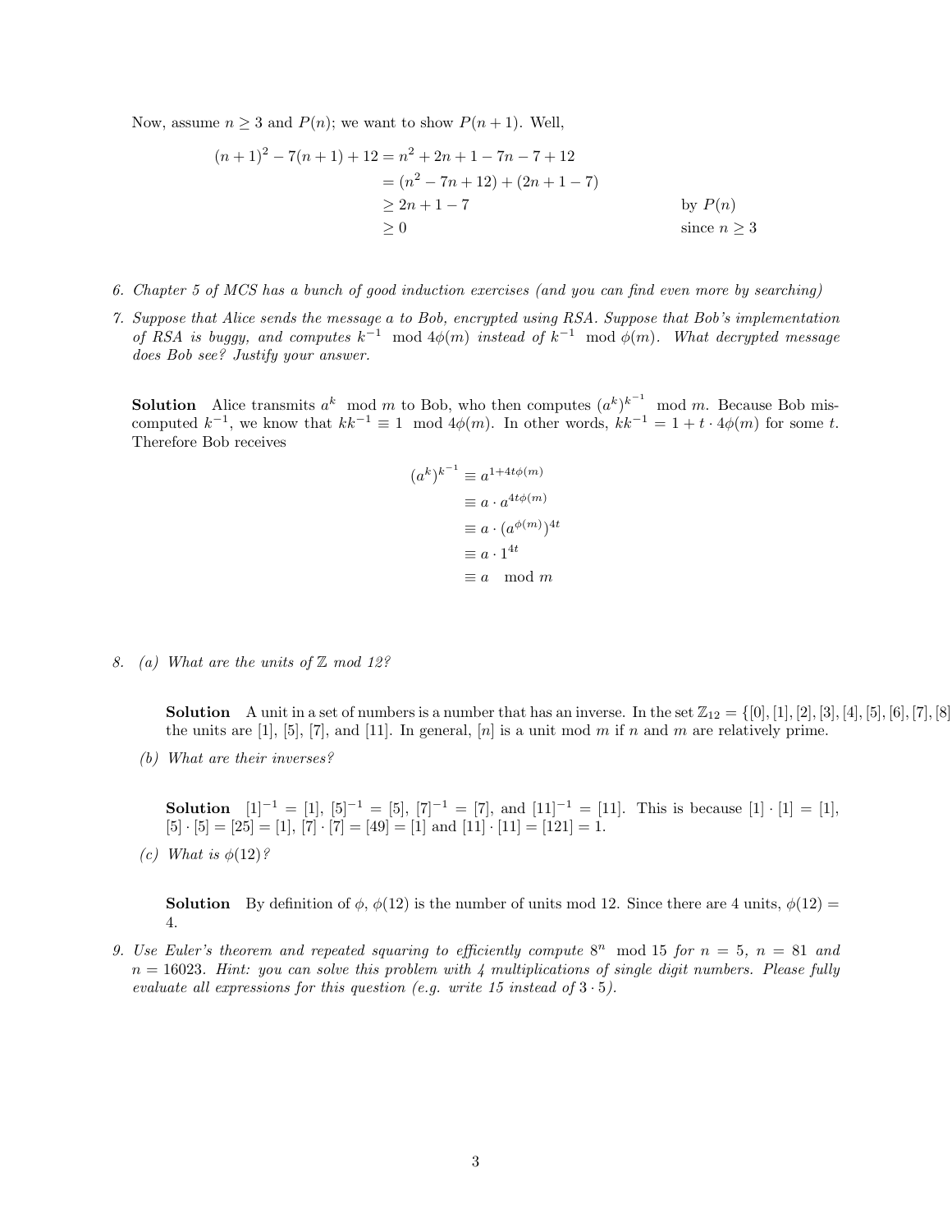Now, assume $n \geq 3$ and $P(n)$; we want to show $P(n+1)$. Well,

$$
\begin{aligned}
(n+1)^2 - 7(n+1) + 12 &= n^2 + 2n + 1 - 7n - 7 + 12 \\
&= (n^2 - 7n + 12) + (2n + 1 - 7) \\
&\geq 2n + 1 - 7 && \text{by } P(n) \\
&\geq 0 && \text{since } n \geq 3
\end{aligned}
$$

6. *Chapter 5 of MCS has a bunch of good induction exercises (and you can find even more by searching)*

7. *Suppose that Alice sends the message $a$ to Bob, encrypted using RSA. Suppose that Bob's implementation of RSA is buggy, and computes $k^{-1} \mod 4\phi(m)$ instead of $k^{-1} \mod \phi(m)$. What decrypted message does Bob see? Justify your answer.*

   **Solution** Alice transmits $a^k \mod m$ to Bob, who then computes $(a^k)^{k^{-1}} \mod m$. Because Bob miscomputed $k^{-1}$, we know that $kk^{-1} \equiv 1 \mod 4\phi(m)$. In other words, $kk^{-1} = 1 + t \cdot 4\phi(m)$ for some $t$. Therefore Bob receives

$$
\begin{aligned}
(a^k)^{k^{-1}} &\equiv a^{1+4t\phi(m)} \\
&\equiv a \cdot a^{4t\phi(m)} \\
&\equiv a \cdot (a^{\phi(m)})^{4t} \\
&\equiv a \cdot 1^{4t} \\
&\equiv a \mod m
\end{aligned}
$$

8. (a) *What are the units of $\mathbb{Z}$ mod 12?*

   **Solution** A unit in a set of numbers is a number that has an inverse. In the set $\mathbb{Z}_{12} = \{[0], [1], [2], [3], [4], [5], [6], [7], [8]$ the units are [1], [5], [7], and [11]. In general, $[n]$ is a unit mod $m$ if $n$ and $m$ are relatively prime.

   (b) *What are their inverses?*

   **Solution** $[1]^{-1} = [1]$, $[5]^{-1} = [5]$, $[7]^{-1} = [7]$, and $[11]^{-1} = [11]$. This is because $[1] \cdot [1] = [1]$, $[5] \cdot [5] = [25] = [1]$, $[7] \cdot [7] = [49] = [1]$ and $[11] \cdot [11] = [121] = 1$.

   (c) *What is $\phi(12)$?*

   **Solution** By definition of $\phi$, $\phi(12)$ is the number of units mod 12. Since there are 4 units, $\phi(12) = 4$.

9. *Use Euler's theorem and repeated squaring to efficiently compute $8^n \mod 15$ for $n = 5$, $n = 81$ and $n = 16023$. Hint: you can solve this problem with 4 multiplications of single digit numbers. Please fully evaluate all expressions for this question (e.g. write 15 instead of $3 \cdot 5$).*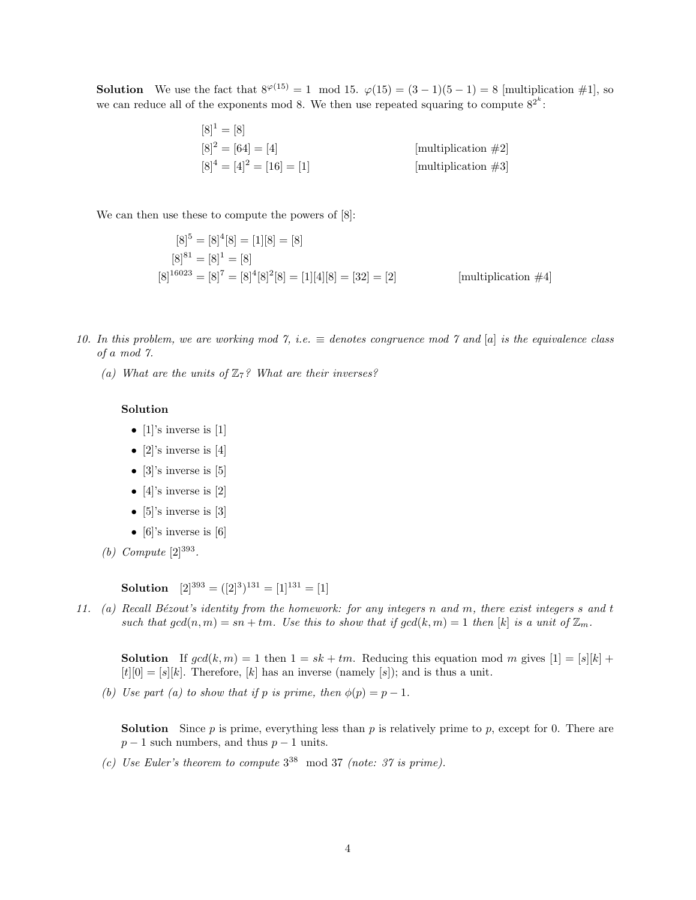**Solution** We use the fact that $8^{\varphi(15)} = 1 \mod 15$. $\varphi(15) = (3-1)(5-1) = 8$ [multiplication #1], so we can reduce all of the exponents mod 8. We then use repeated squaring to compute $8^{2^k}$:

$$
\begin{aligned}
[8]^1 &= [8] \\
[8]^2 &= [64] = [4] && \text{[multiplication \#2]} \\
[8]^4 &= [4]^2 = [16] = [1] && \text{[multiplication \#3]}
\end{aligned}
$$

We can then use these to compute the powers of [8]:

$$
\begin{aligned}
[8]^5 &= [8]^4[8] = [1][8] = [8] \\
[8]^{81} &= [8]^1 = [8] \\
[8]^{16023} &= [8]^7 = [8]^4[8]^2[8] = [1][4][8] = [32] = [2] && \text{[multiplication \#4]}
\end{aligned}
$$

10. *In this problem, we are working mod 7, i.e. $\equiv$ denotes congruence mod 7 and $[a]$ is the equivalence class of $a$ mod 7.*

   (a) *What are the units of $\mathbb{Z}_7$? What are their inverses?*

   **Solution**

   - [1]'s inverse is [1]
   - [2]'s inverse is [4]
   - [3]'s inverse is [5]
   - [4]'s inverse is [2]
   - [5]'s inverse is [3]
   - [6]'s inverse is [6]

   (b) *Compute $[2]^{393}$.*

   **Solution** $[2]^{393} = ([2]^3)^{131} = [1]^{131} = [1]$

11. (a) *Recall Bézout's identity from the homework: for any integers $n$ and $m$, there exist integers $s$ and $t$ such that $gcd(n, m) = sn + tm$. Use this to show that if $gcd(k, m) = 1$ then $[k]$ is a unit of $\mathbb{Z}_m$.*

   **Solution** If $gcd(k, m) = 1$ then $1 = sk + tm$. Reducing this equation mod $m$ gives $[1] = [s][k] + [t][0] = [s][k]$. Therefore, $[k]$ has an inverse (namely $[s]$); and is thus a unit.

   (b) *Use part (a) to show that if $p$ is prime, then $\phi(p) = p - 1$.*

   **Solution** Since $p$ is prime, everything less than $p$ is relatively prime to $p$, except for 0. There are $p - 1$ such numbers, and thus $p - 1$ units.

   (c) *Use Euler's theorem to compute $3^{38} \mod 37$ (note: 37 is prime).*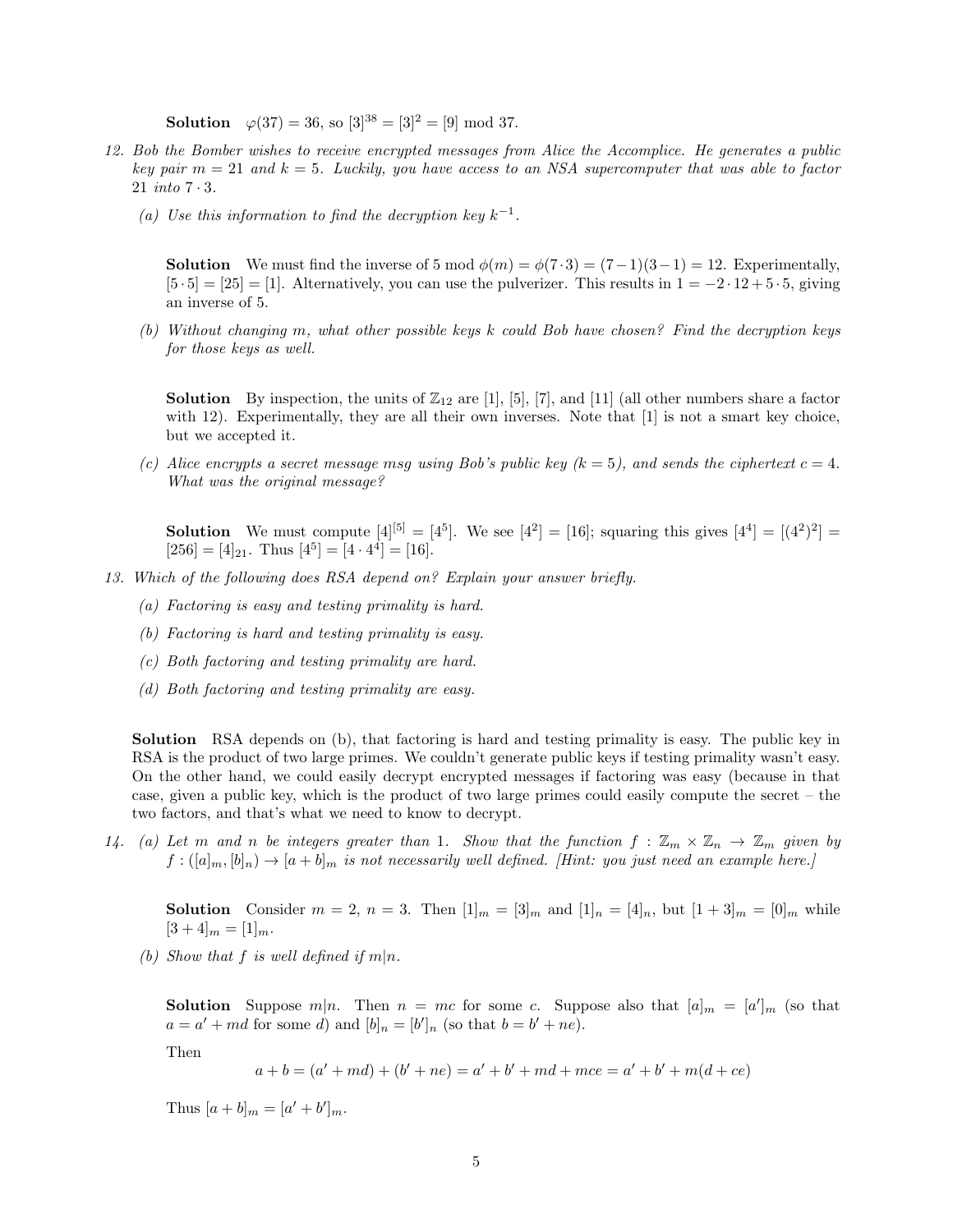**Solution** $\varphi(37) = 36$, so $[3]^{38} = [3]^2 = [9] \bmod 37$.

12. *Bob the Bomber wishes to receive encrypted messages from Alice the Accomplice. He generates a public key pair $m = 21$ and $k = 5$. Luckily, you have access to an NSA supercomputer that was able to factor 21 into $7 \cdot 3$.*

   (a) *Use this information to find the decryption key $k^{-1}$.*

   **Solution** We must find the inverse of 5 mod $\phi(m) = \phi(7 \cdot 3) = (7-1)(3-1) = 12$. Experimentally, $[5 \cdot 5] = [25] = [1]$. Alternatively, you can use the pulverizer. This results in $1 = -2 \cdot 12 + 5 \cdot 5$, giving an inverse of 5.

   (b) *Without changing $m$, what other possible keys $k$ could Bob have chosen? Find the decryption keys for those keys as well.*

   **Solution** By inspection, the units of $\mathbb{Z}_{12}$ are [1], [5], [7], and [11] (all other numbers share a factor with 12). Experimentally, they are all their own inverses. Note that [1] is not a smart key choice, but we accepted it.

   (c) *Alice encrypts a secret message msg using Bob's public key ($k = 5$), and sends the ciphertext $c = 4$. What was the original message?*

   **Solution** We must compute $[4]^{[5]} = [4^5]$. We see $[4^2] = [16]$; squaring this gives $[4^4] = [(4^2)^2] = [256] = [4]_{21}$. Thus $[4^5] = [4 \cdot 4^4] = [16]$.

13. *Which of the following does RSA depend on? Explain your answer briefly.*

   (a) *Factoring is easy and testing primality is hard.*

   (b) *Factoring is hard and testing primality is easy.*

   (c) *Both factoring and testing primality are hard.*

   (d) *Both factoring and testing primality are easy.*

**Solution** RSA depends on (b), that factoring is hard and testing primality is easy. The public key in RSA is the product of two large primes. We couldn't generate public keys if testing primality wasn't easy. On the other hand, we could easily decrypt encrypted messages if factoring was easy (because in that case, given a public key, which is the product of two large primes could easily compute the secret – the two factors, and that's what we need to know to decrypt.

14. (a) *Let $m$ and $n$ be integers greater than 1. Show that the function $f : \mathbb{Z}_m \times \mathbb{Z}_n \to \mathbb{Z}_m$ given by $f : ([a]_m, [b]_n) \to [a + b]_m$ is not necessarily well defined. [Hint: you just need an example here.]*

   **Solution** Consider $m = 2$, $n = 3$. Then $[1]_m = [3]_m$ and $[1]_n = [4]_n$, but $[1 + 3]_m = [0]_m$ while $[3 + 4]_m = [1]_m$.

   (b) *Show that $f$ is well defined if $m|n$.*

   **Solution** Suppose $m|n$. Then $n = mc$ for some $c$. Suppose also that $[a]_m = [a']_m$ (so that $a = a' + md$ for some $d$) and $[b]_n = [b']_n$ (so that $b = b' + ne$).

   Then
   $$a + b = (a' + md) + (b' + ne) = a' + b' + md + mce = a' + b' + m(d + ce)$$

   Thus $[a + b]_m = [a' + b']_m$.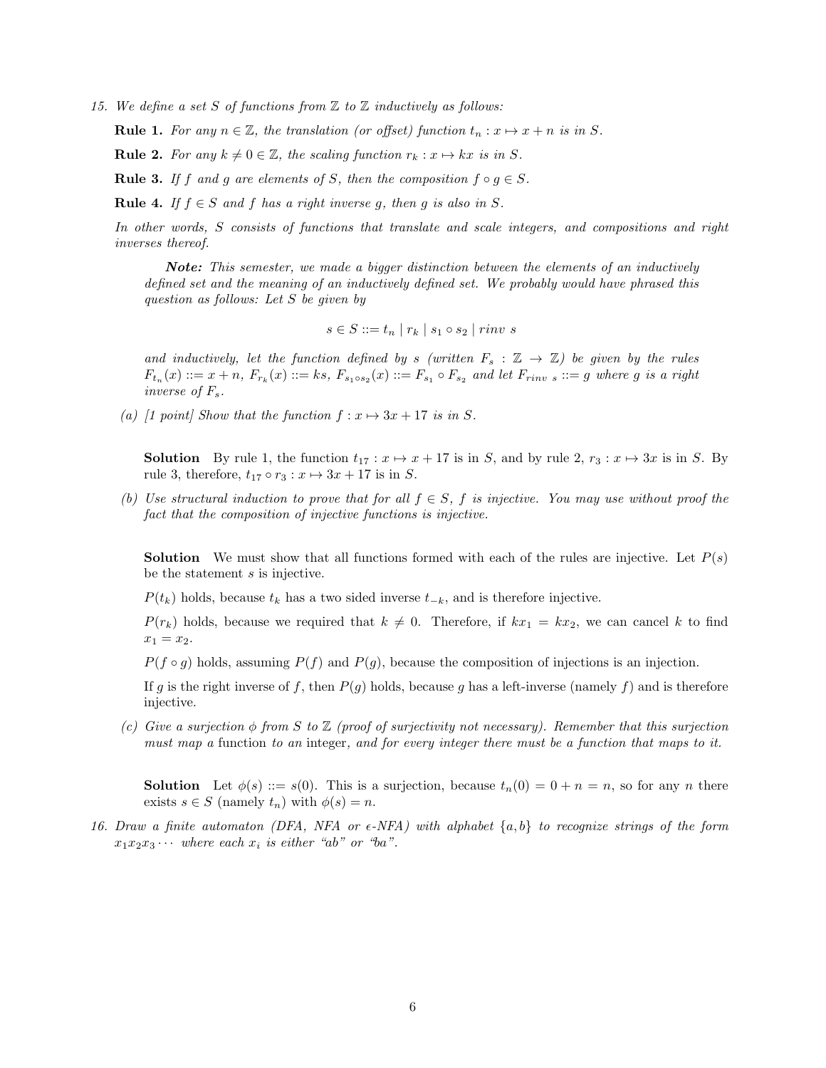15. *We define a set $S$ of functions from $\mathbb{Z}$ to $\mathbb{Z}$ inductively as follows:*

    **Rule 1.** *For any $n \in \mathbb{Z}$, the translation (or offset) function $t_n : x \mapsto x + n$ is in $S$.*

    **Rule 2.** *For any $k \neq 0 \in \mathbb{Z}$, the scaling function $r_k : x \mapsto kx$ is in $S$.*

    **Rule 3.** *If $f$ and $g$ are elements of $S$, then the composition $f \circ g \in S$.*

    **Rule 4.** *If $f \in S$ and $f$ has a right inverse $g$, then $g$ is also in $S$.*

    *In other words, $S$ consists of functions that translate and scale integers, and compositions and right inverses thereof.*

    > ***Note:*** *This semester, we made a bigger distinction between the elements of an inductively defined set and the meaning of an inductively defined set. We probably would have phrased this question as follows: Let $S$ be given by*
    >
    > $$s \in S ::= t_n \mid r_k \mid s_1 \circ s_2 \mid rinv\ s$$
    >
    > *and inductively, let the function defined by $s$ (written $F_s : \mathbb{Z} \to \mathbb{Z}$) be given by the rules $F_{t_n}(x) ::= x + n$, $F_{r_k}(x) ::= ks$, $F_{s_1 \circ s_2}(x) ::= F_{s_1} \circ F_{s_2}$ and let $F_{rinv\ s} ::= g$ where $g$ is a right inverse of $F_s$.*

    (a) *[1 point] Show that the function $f : x \mapsto 3x + 17$ is in $S$.*

    **Solution** By rule 1, the function $t_{17} : x \mapsto x + 17$ is in $S$, and by rule 2, $r_3 : x \mapsto 3x$ is in $S$. By rule 3, therefore, $t_{17} \circ r_3 : x \mapsto 3x + 17$ is in $S$.

    (b) *Use structural induction to prove that for all $f \in S$, $f$ is injective. You may use without proof the fact that the composition of injective functions is injective.*

    **Solution** We must show that all functions formed with each of the rules are injective. Let $P(s)$ be the statement $s$ is injective.

    $P(t_k)$ holds, because $t_k$ has a two sided inverse $t_{-k}$, and is therefore injective.

    $P(r_k)$ holds, because we required that $k \neq 0$. Therefore, if $kx_1 = kx_2$, we can cancel $k$ to find $x_1 = x_2$.

    $P(f \circ g)$ holds, assuming $P(f)$ and $P(g)$, because the composition of injections is an injection.

    If $g$ is the right inverse of $f$, then $P(g)$ holds, because $g$ has a left-inverse (namely $f$) and is therefore injective.

    (c) *Give a surjection $\phi$ from $S$ to $\mathbb{Z}$ (proof of surjectivity not necessary). Remember that this surjection must map a* function *to an* integer*, and for every integer there must be a function that maps to it.*

    **Solution** Let $\phi(s) ::= s(0)$. This is a surjection, because $t_n(0) = 0 + n = n$, so for any $n$ there exists $s \in S$ (namely $t_n$) with $\phi(s) = n$.

16. *Draw a finite automaton (DFA, NFA or $\epsilon$-NFA) with alphabet $\{a, b\}$ to recognize strings of the form $x_1 x_2 x_3 \cdots$ where each $x_i$ is either "ab" or "ba".*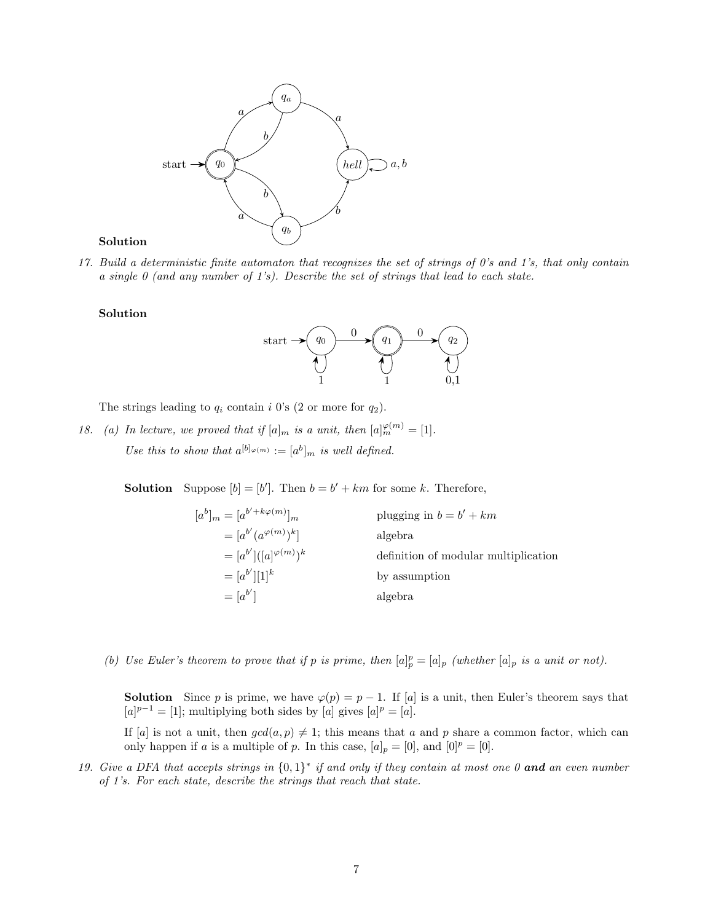**Solution**

17. *Build a deterministic finite automaton that recognizes the set of strings of 0's and 1's, that only contain a single 0 (and any number of 1's). Describe the set of strings that lead to each state.*

**Solution**

The strings leading to $q_i$ contain $i$ 0's (2 or more for $q_2$).

18. (a) *In lecture, we proved that if $[a]_m$ is a unit, then $[a]_m^{\varphi(m)} = [1]$.*

*Use this to show that $a^{[b]_{\varphi(m)}} := [a^b]_m$ is well defined.*

**Solution** Suppose $[b] = [b']$. Then $b = b' + km$ for some $k$. Therefore,

| | |
|---|---|
| $[a^b]_m = [a^{b'+k\varphi(m)}]_m$ | plugging in $b = b' + km$ |
| $= [a^{b'}(a^{\varphi(m)})^k]$ | algebra |
| $= [a^{b'}]([a]^{\varphi(m)})^k$ | definition of modular multiplication |
| $= [a^{b'}][1]^k$ | by assumption |
| $= [a^{b'}]$ | algebra |

(b) *Use Euler's theorem to prove that if $p$ is prime, then $[a]_p^p = [a]_p$ (whether $[a]_p$ is a unit or not).*

**Solution** Since $p$ is prime, we have $\varphi(p) = p - 1$. If $[a]$ is a unit, then Euler's theorem says that $[a]^{p-1} = [1]$; multiplying both sides by $[a]$ gives $[a]^p = [a]$.

If $[a]$ is not a unit, then $gcd(a, p) \neq 1$; this means that $a$ and $p$ share a common factor, which can only happen if $a$ is a multiple of $p$. In this case, $[a]_p = [0]$, and $[0]^p = [0]$.

19. *Give a DFA that accepts strings in $\{0, 1\}^*$ if and only if they contain at most one 0* ***and*** *an even number of 1's. For each state, describe the strings that reach that state.*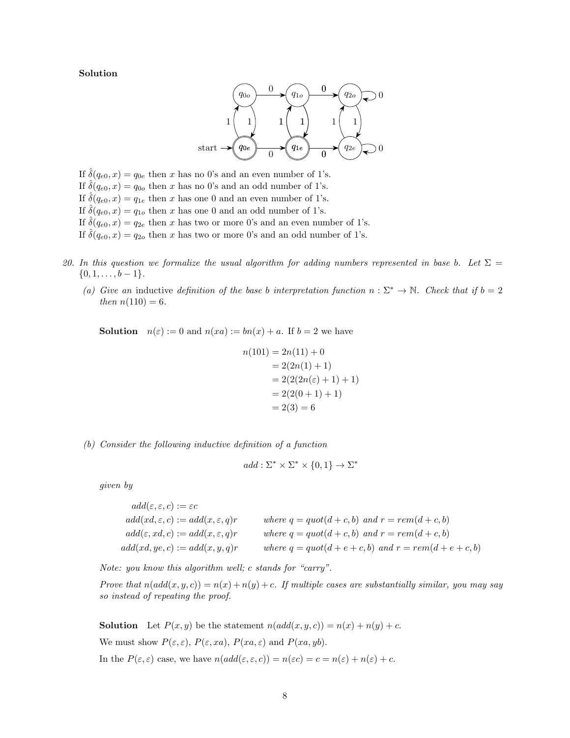**Solution**

If $\hat{\delta}(q_{e0}, x) = q_{0e}$ then $x$ has no 0's and an even number of 1's.
If $\hat{\delta}(q_{e0}, x) = q_{0o}$ then $x$ has no 0's and an odd number of 1's.
If $\hat{\delta}(q_{e0}, x) = q_{1e}$ then $x$ has one 0 and an even number of 1's.
If $\hat{\delta}(q_{e0}, x) = q_{1o}$ then $x$ has one 0 and an odd number of 1's.
If $\hat{\delta}(q_{e0}, x) = q_{2e}$ then $x$ has two or more 0's and an even number of 1's.
If $\hat{\delta}(q_{e0}, x) = q_{2o}$ then $x$ has two or more 0's and an odd number of 1's.

20. *In this question we formalize the usual algorithm for adding numbers represented in base $b$. Let $\Sigma = \{0, 1, \ldots, b-1\}$.*

   (a) *Give an* inductive *definition of the base $b$ interpretation function $n : \Sigma^* \to \mathbb{N}$. Check that if $b = 2$ then $n(110) = 6$.*

   **Solution** $n(\varepsilon) := 0$ and $n(xa) := bn(x) + a$. If $b = 2$ we have

$$
\begin{aligned}
n(101) &= 2n(11) + 0 \\
&= 2(2n(1) + 1) \\
&= 2(2(2n(\varepsilon) + 1) + 1) \\
&= 2(2(0 + 1) + 1) \\
&= 2(3) = 6
\end{aligned}
$$

   (b) *Consider the following inductive definition of a function*

$$add : \Sigma^* \times \Sigma^* \times \{0, 1\} \to \Sigma^*$$

   *given by*

$$
\begin{aligned}
add(\varepsilon, \varepsilon, c) &:= \varepsilon c \\
add(xd, \varepsilon, c) &:= add(x, \varepsilon, q)r && \text{where } q = quot(d + c, b) \text{ and } r = rem(d + c, b) \\
add(\varepsilon, xd, c) &:= add(x, \varepsilon, q)r && \text{where } q = quot(d + c, b) \text{ and } r = rem(d + c, b) \\
add(xd, ye, c) &:= add(x, y, q)r && \text{where } q = quot(d + e + c, b) \text{ and } r = rem(d + e + c, b)
\end{aligned}
$$

   *Note: you know this algorithm well; $c$ stands for "carry".*

   *Prove that $n(add(x, y, c)) = n(x) + n(y) + c$. If multiple cases are substantially similar, you may say so instead of repeating the proof.*

   **Solution** Let $P(x, y)$ be the statement $n(add(x, y, c)) = n(x) + n(y) + c$.

   We must show $P(\varepsilon, \varepsilon)$, $P(\varepsilon, xa)$, $P(xa, \varepsilon)$ and $P(xa, yb)$.

   In the $P(\varepsilon, \varepsilon)$ case, we have $n(add(\varepsilon, \varepsilon, c)) = n(\varepsilon c) = c = n(\varepsilon) + n(\varepsilon) + c$.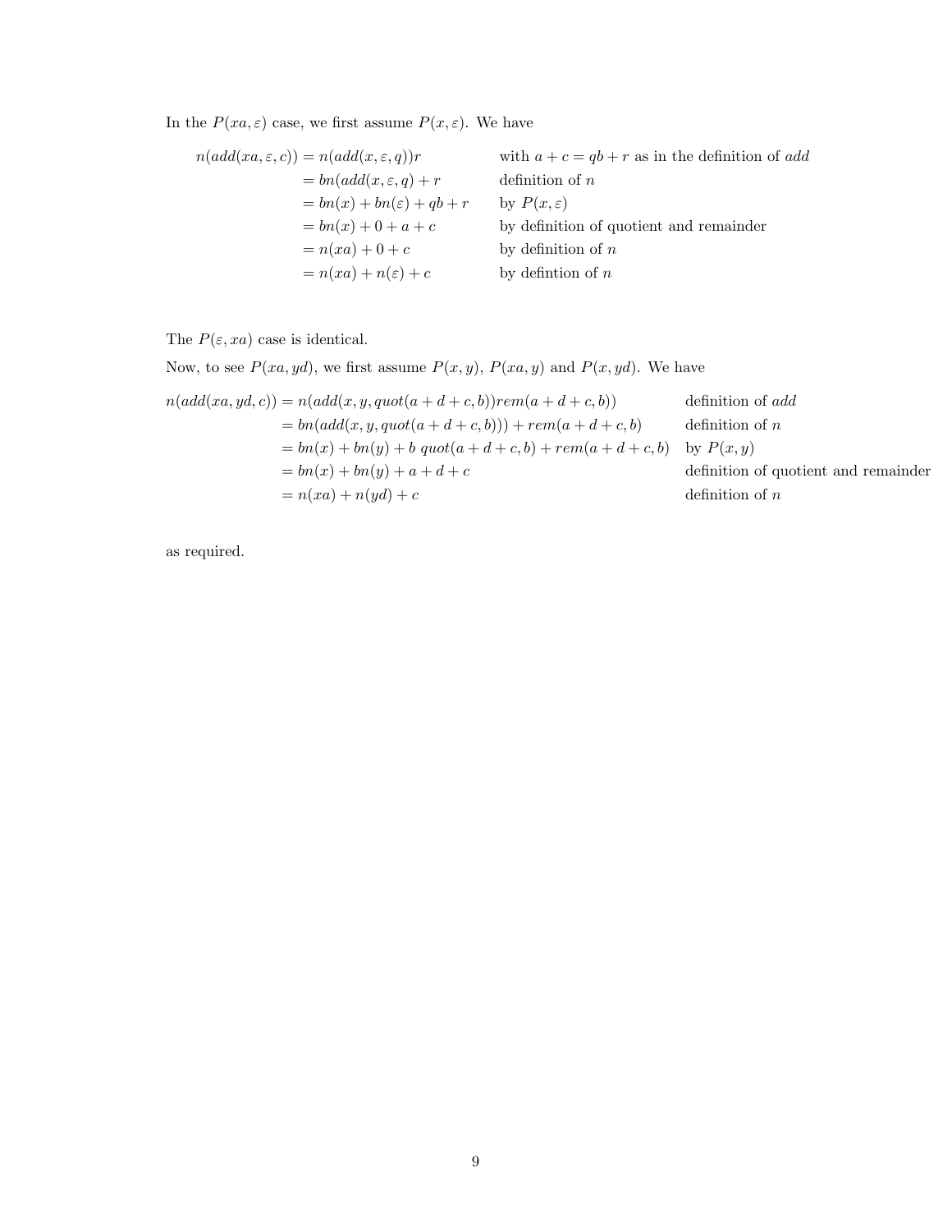In the $P(xa, \varepsilon)$ case, we first assume $P(x, \varepsilon)$. We have

$$
\begin{aligned}
n(add(xa, \varepsilon, c)) &= n(add(x, \varepsilon, q))r && \text{with } a + c = qb + r \text{ as in the definition of } add \\
&= bn(add(x, \varepsilon, q) + r && \text{definition of } n \\
&= bn(x) + bn(\varepsilon) + qb + r && \text{by } P(x, \varepsilon) \\
&= bn(x) + 0 + a + c && \text{by definition of quotient and remainder} \\
&= n(xa) + 0 + c && \text{by definition of } n \\
&= n(xa) + n(\varepsilon) + c && \text{by defintion of } n
\end{aligned}
$$

The $P(\varepsilon, xa)$ case is identical.

Now, to see $P(xa, yd)$, we first assume $P(x, y)$, $P(xa, y)$ and $P(x, yd)$. We have

$$
\begin{aligned}
n(add(xa, yd, c)) &= n(add(x, y, quot(a + d + c, b))rem(a + d + c, b)) && \text{definition of } add \\
&= bn(add(x, y, quot(a + d + c, b))) + rem(a + d + c, b) && \text{definition of } n \\
&= bn(x) + bn(y) + b\ quot(a + d + c, b) + rem(a + d + c, b) && \text{by } P(x, y) \\
&= bn(x) + bn(y) + a + d + c && \text{definition of quotient and remainder} \\
&= n(xa) + n(yd) + c && \text{definition of } n
\end{aligned}
$$

as required.